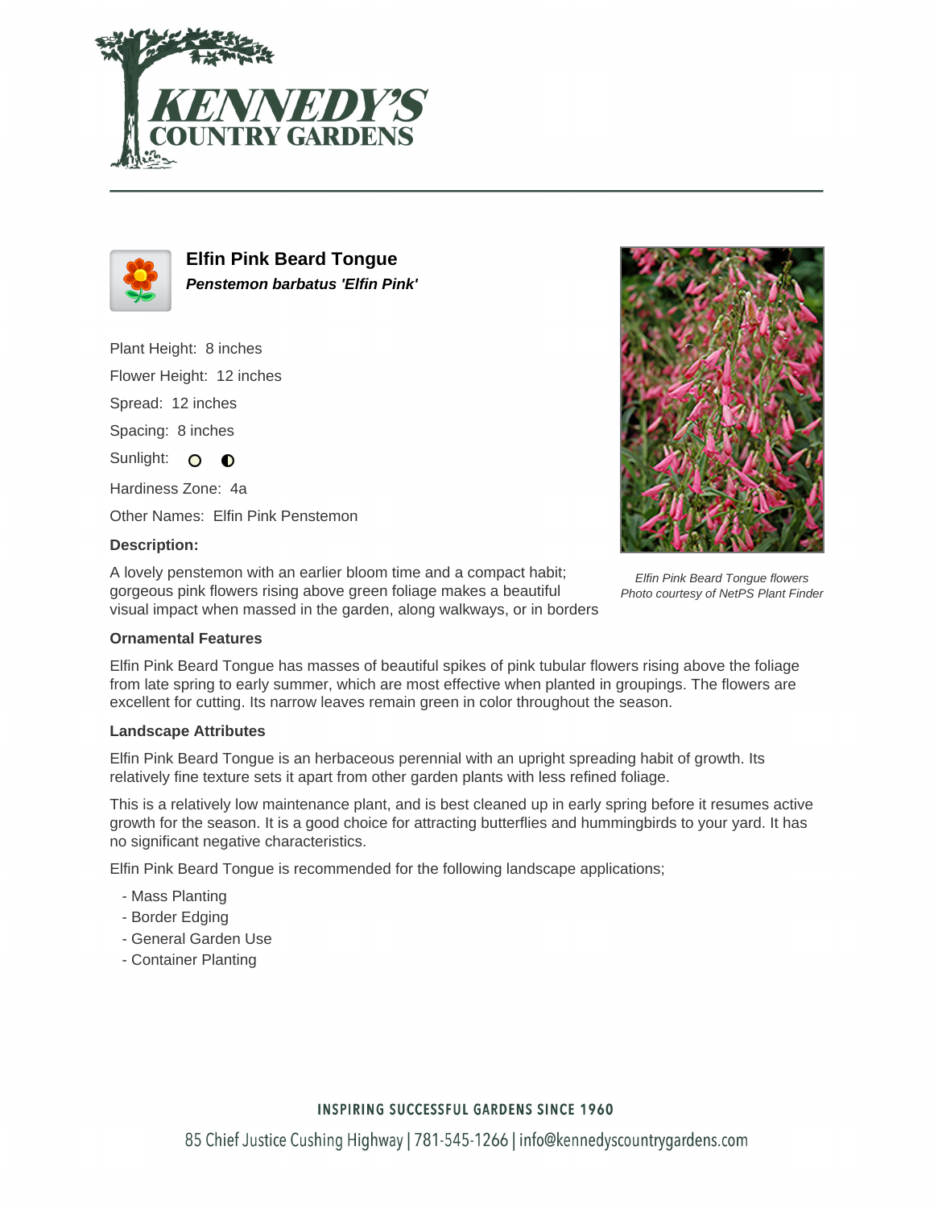# KENNEDY'S COUNTRY GARDENS

## Elfin Pink Beard Tongue

***Penstemon barbatus 'Elfin Pink'***

Plant Height: 8 inches

Flower Height: 12 inches

Spread: 12 inches

Spacing: 8 inches

Sunlight:

Hardiness Zone: 4a

Other Names: Elfin Pink Penstemon

*Elfin Pink Beard Tongue flowers*
*Photo courtesy of NetPS Plant Finder*

**Description:**

A lovely penstemon with an earlier bloom time and a compact habit; gorgeous pink flowers rising above green foliage makes a beautiful visual impact when massed in the garden, along walkways, or in borders

**Ornamental Features**

Elfin Pink Beard Tongue has masses of beautiful spikes of pink tubular flowers rising above the foliage from late spring to early summer, which are most effective when planted in groupings. The flowers are excellent for cutting. Its narrow leaves remain green in color throughout the season.

**Landscape Attributes**

Elfin Pink Beard Tongue is an herbaceous perennial with an upright spreading habit of growth. Its relatively fine texture sets it apart from other garden plants with less refined foliage.

This is a relatively low maintenance plant, and is best cleaned up in early spring before it resumes active growth for the season. It is a good choice for attracting butterflies and hummingbirds to your yard. It has no significant negative characteristics.

Elfin Pink Beard Tongue is recommended for the following landscape applications;

- Mass Planting
- Border Edging
- General Garden Use
- Container Planting

INSPIRING SUCCESSFUL GARDENS SINCE 1960

85 Chief Justice Cushing Highway | 781-545-1266 | info@kennedyscountrygardens.com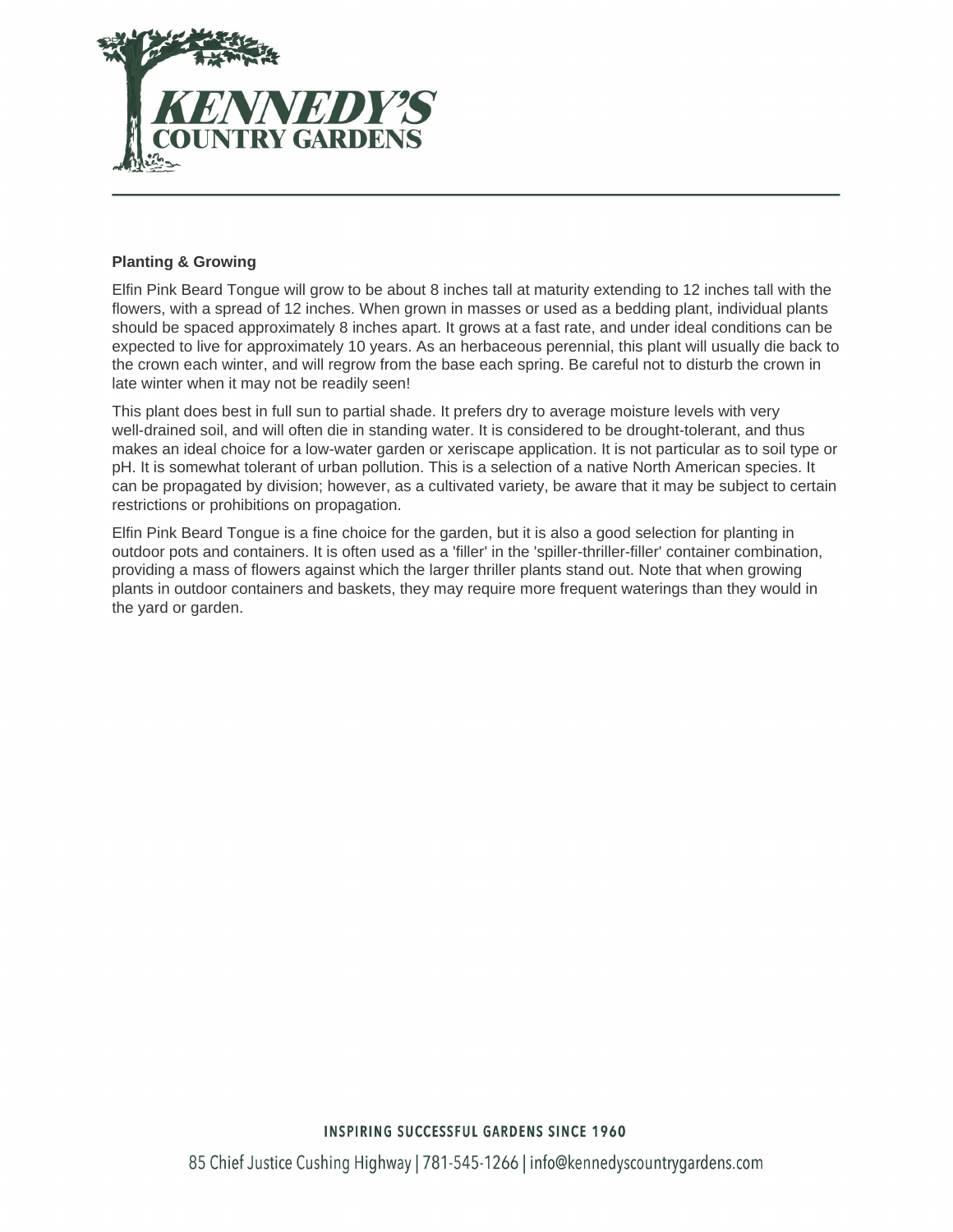## Planting & Growing

Elfin Pink Beard Tongue will grow to be about 8 inches tall at maturity extending to 12 inches tall with the flowers, with a spread of 12 inches. When grown in masses or used as a bedding plant, individual plants should be spaced approximately 8 inches apart. It grows at a fast rate, and under ideal conditions can be expected to live for approximately 10 years. As an herbaceous perennial, this plant will usually die back to the crown each winter, and will regrow from the base each spring. Be careful not to disturb the crown in late winter when it may not be readily seen!

This plant does best in full sun to partial shade. It prefers dry to average moisture levels with very well-drained soil, and will often die in standing water. It is considered to be drought-tolerant, and thus makes an ideal choice for a low-water garden or xeriscape application. It is not particular as to soil type or pH. It is somewhat tolerant of urban pollution. This is a selection of a native North American species. It can be propagated by division; however, as a cultivated variety, be aware that it may be subject to certain restrictions or prohibitions on propagation.

Elfin Pink Beard Tongue is a fine choice for the garden, but it is also a good selection for planting in outdoor pots and containers. It is often used as a 'filler' in the 'spiller-thriller-filler' container combination, providing a mass of flowers against which the larger thriller plants stand out. Note that when growing plants in outdoor containers and baskets, they may require more frequent waterings than they would in the yard or garden.